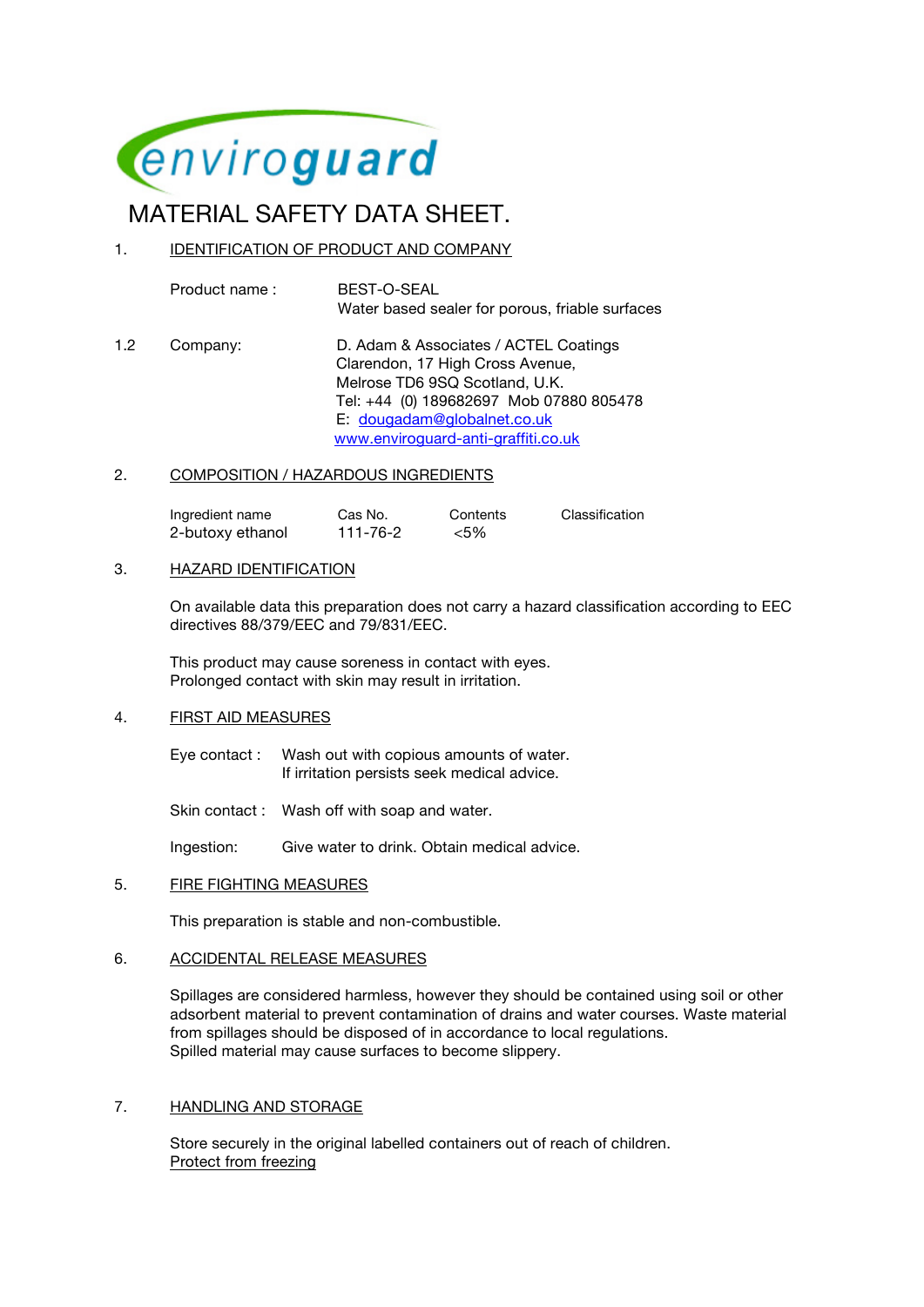enviroguard

# MATERIAL SAFETY DATA SHEET.

## 1. IDENTIFICATION OF PRODUCT AND COMPANY

Product name : BEST-O-SEAL
Water based sealer for porous, friable surfaces

1.2 Company: D. Adam & Associates / ACTEL Coatings
Clarendon, 17 High Cross Avenue,
Melrose TD6 9SQ Scotland, U.K.
Tel: +44 (0) 189682697 Mob 07880 805478
E: dougadam@globalnet.co.uk
www.enviroguard-anti-graffiti.co.uk

## 2. COMPOSITION / HAZARDOUS INGREDIENTS

| Ingredient name | Cas No. | Contents | Classification |
|---|---|---|---|
| 2-butoxy ethanol | 111-76-2 | <5% | |

## 3. HAZARD IDENTIFICATION

On available data this preparation does not carry a hazard classification according to EEC directives 88/379/EEC and 79/831/EEC.

This product may cause soreness in contact with eyes.
Prolonged contact with skin may result in irritation.

## 4. FIRST AID MEASURES

Eye contact : Wash out with copious amounts of water.
If irritation persists seek medical advice.

Skin contact : Wash off with soap and water.

Ingestion: Give water to drink. Obtain medical advice.

## 5. FIRE FIGHTING MEASURES

This preparation is stable and non-combustible.

## 6. ACCIDENTAL RELEASE MEASURES

Spillages are considered harmless, however they should be contained using soil or other adsorbent material to prevent contamination of drains and water courses. Waste material from spillages should be disposed of in accordance to local regulations.
Spilled material may cause surfaces to become slippery.

## 7. HANDLING AND STORAGE

Store securely in the original labelled containers out of reach of children.
Protect from freezing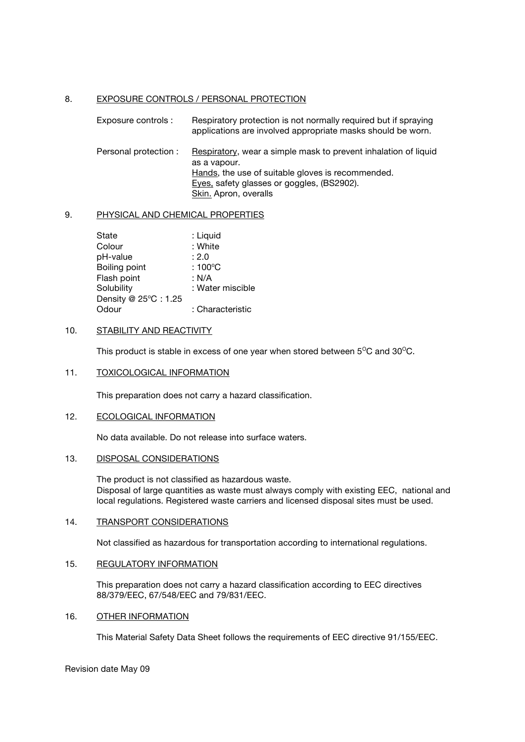## 8. EXPOSURE CONTROLS / PERSONAL PROTECTION

Exposure controls : Respiratory protection is not normally required but if spraying applications are involved appropriate masks should be worn.

Personal protection : Respiratory, wear a simple mask to prevent inhalation of liquid as a vapour.
Hands, the use of suitable gloves is recommended.
Eyes, safety glasses or goggles, (BS2902).
Skin. Apron, overalls

## 9. PHYSICAL AND CHEMICAL PROPERTIES

| | |
|---|---|
| State | : Liquid |
| Colour | : White |
| pH-value | : 2.0 |
| Boiling point | : 100ºC |
| Flash point | : N/A |
| Solubility | : Water miscible |
| Density @ 25ºC | : 1.25 |
| Odour | : Characteristic |

## 10. STABILITY AND REACTIVITY

This product is stable in excess of one year when stored between 5$^{O}$C and 30$^{O}$C.

## 11. TOXICOLOGICAL INFORMATION

This preparation does not carry a hazard classification.

## 12. ECOLOGICAL INFORMATION

No data available. Do not release into surface waters.

## 13. DISPOSAL CONSIDERATIONS

The product is not classified as hazardous waste.
Disposal of large quantities as waste must always comply with existing EEC, national and local regulations. Registered waste carriers and licensed disposal sites must be used.

## 14. TRANSPORT CONSIDERATIONS

Not classified as hazardous for transportation according to international regulations.

## 15. REGULATORY INFORMATION

This preparation does not carry a hazard classification according to EEC directives 88/379/EEC, 67/548/EEC and 79/831/EEC.

## 16. OTHER INFORMATION

This Material Safety Data Sheet follows the requirements of EEC directive 91/155/EEC.

Revision date May 09